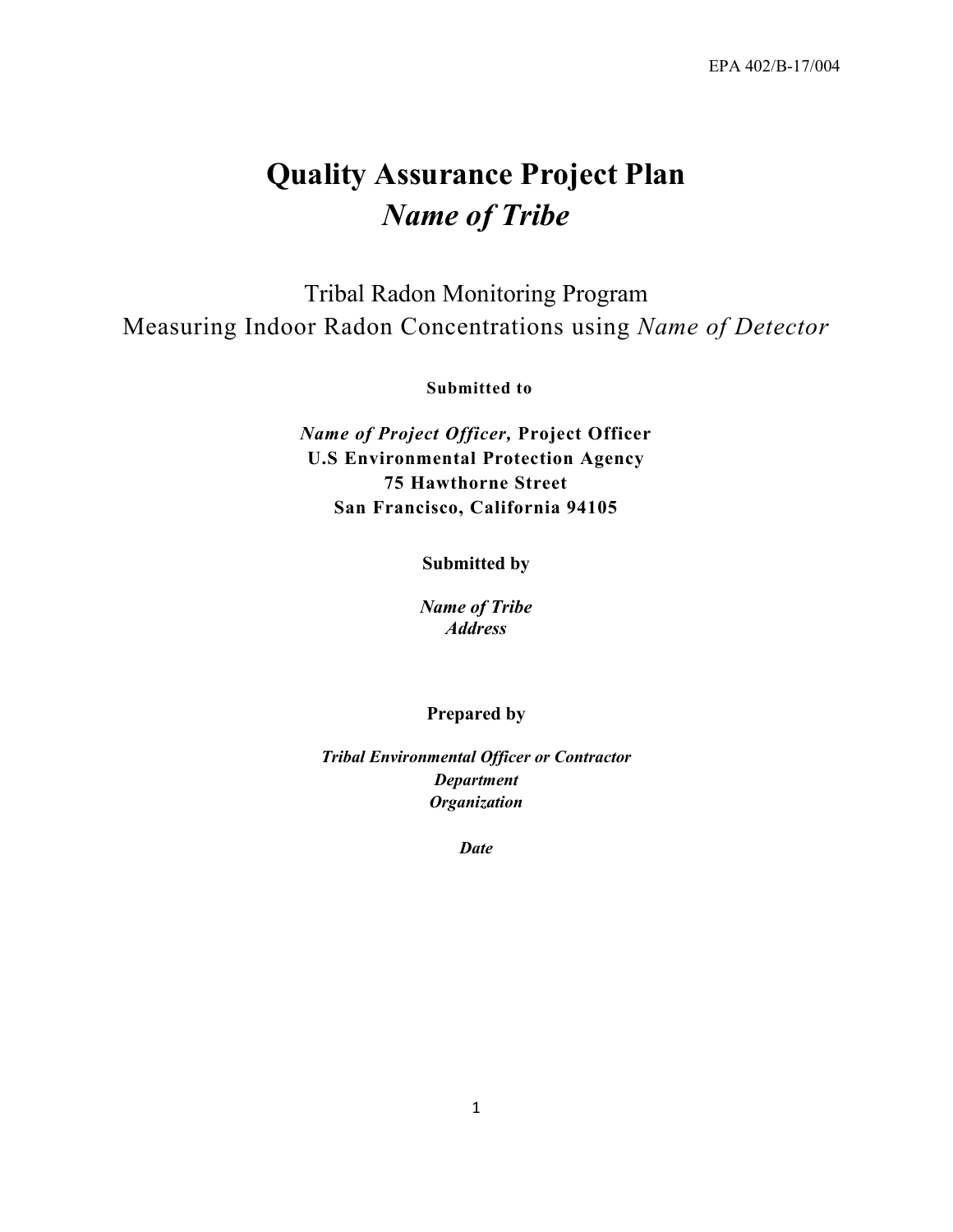EPA 402/B-17/004

# Quality Assurance Project Plan
# *Name of Tribe*

Tribal Radon Monitoring Program
Measuring Indoor Radon Concentrations using *Name of Detector*

**Submitted to**

***Name of Project Officer,*** **Project Officer**
**U.S Environmental Protection Agency**
**75 Hawthorne Street**
**San Francisco, California 94105**

**Submitted by**

***Name of Tribe***
***Address***

**Prepared by**

***Tribal Environmental Officer or Contractor***
***Department***
***Organization***

***Date***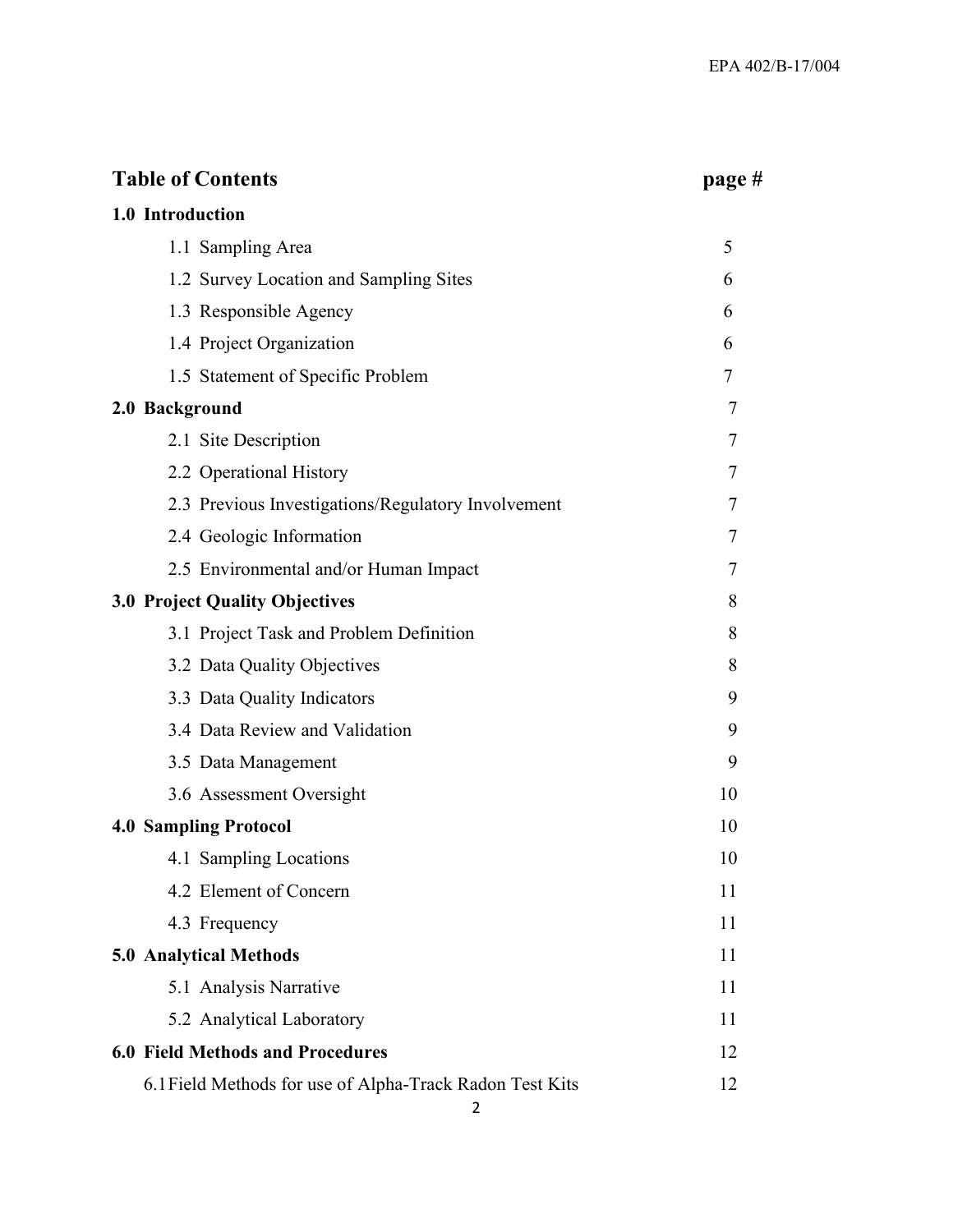## Table of Contents

| | page # |
|---|---|
| **1.0 Introduction** | |
| 1.1 Sampling Area | 5 |
| 1.2 Survey Location and Sampling Sites | 6 |
| 1.3 Responsible Agency | 6 |
| 1.4 Project Organization | 6 |
| 1.5 Statement of Specific Problem | 7 |
| **2.0 Background** | 7 |
| 2.1 Site Description | 7 |
| 2.2 Operational History | 7 |
| 2.3 Previous Investigations/Regulatory Involvement | 7 |
| 2.4 Geologic Information | 7 |
| 2.5 Environmental and/or Human Impact | 7 |
| **3.0 Project Quality Objectives** | 8 |
| 3.1 Project Task and Problem Definition | 8 |
| 3.2 Data Quality Objectives | 8 |
| 3.3 Data Quality Indicators | 9 |
| 3.4 Data Review and Validation | 9 |
| 3.5 Data Management | 9 |
| 3.6 Assessment Oversight | 10 |
| **4.0 Sampling Protocol** | 10 |
| 4.1 Sampling Locations | 10 |
| 4.2 Element of Concern | 11 |
| 4.3 Frequency | 11 |
| **5.0 Analytical Methods** | 11 |
| 5.1 Analysis Narrative | 11 |
| 5.2 Analytical Laboratory | 11 |
| **6.0 Field Methods and Procedures** | 12 |
| 6.1 Field Methods for use of Alpha-Track Radon Test Kits | 12 |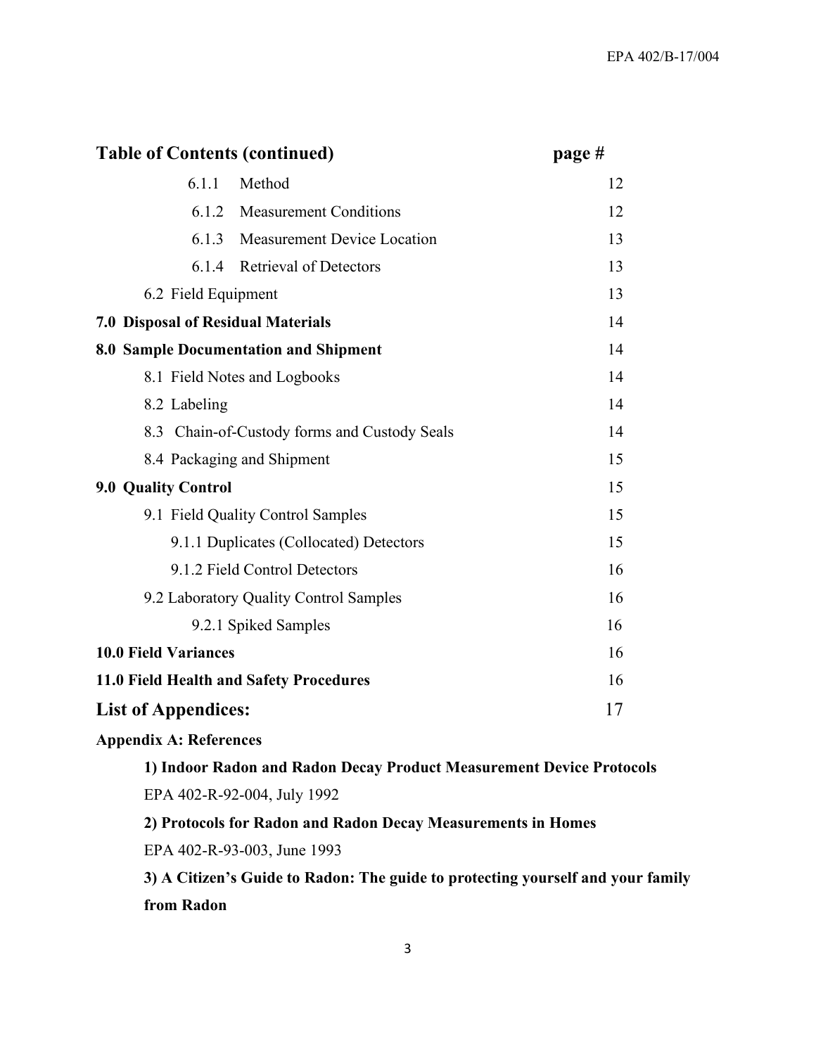## Table of Contents (continued)

| | page # |
|---|---|
| 6.1.1 Method | 12 |
| 6.1.2 Measurement Conditions | 12 |
| 6.1.3 Measurement Device Location | 13 |
| 6.1.4 Retrieval of Detectors | 13 |
| 6.2 Field Equipment | 13 |
| **7.0 Disposal of Residual Materials** | 14 |
| **8.0 Sample Documentation and Shipment** | 14 |
| 8.1 Field Notes and Logbooks | 14 |
| 8.2 Labeling | 14 |
| 8.3 Chain-of-Custody forms and Custody Seals | 14 |
| 8.4 Packaging and Shipment | 15 |
| **9.0 Quality Control** | 15 |
| 9.1 Field Quality Control Samples | 15 |
| 9.1.1 Duplicates (Collocated) Detectors | 15 |
| 9.1.2 Field Control Detectors | 16 |
| 9.2 Laboratory Quality Control Samples | 16 |
| 9.2.1 Spiked Samples | 16 |
| **10.0 Field Variances** | 16 |
| **11.0 Field Health and Safety Procedures** | 16 |
| **List of Appendices:** | 17 |

**Appendix A: References**

**1) Indoor Radon and Radon Decay Product Measurement Device Protocols**
EPA 402-R-92-004, July 1992

**2) Protocols for Radon and Radon Decay Measurements in Homes**
EPA 402-R-93-003, June 1993

**3) A Citizen's Guide to Radon: The guide to protecting yourself and your family from Radon**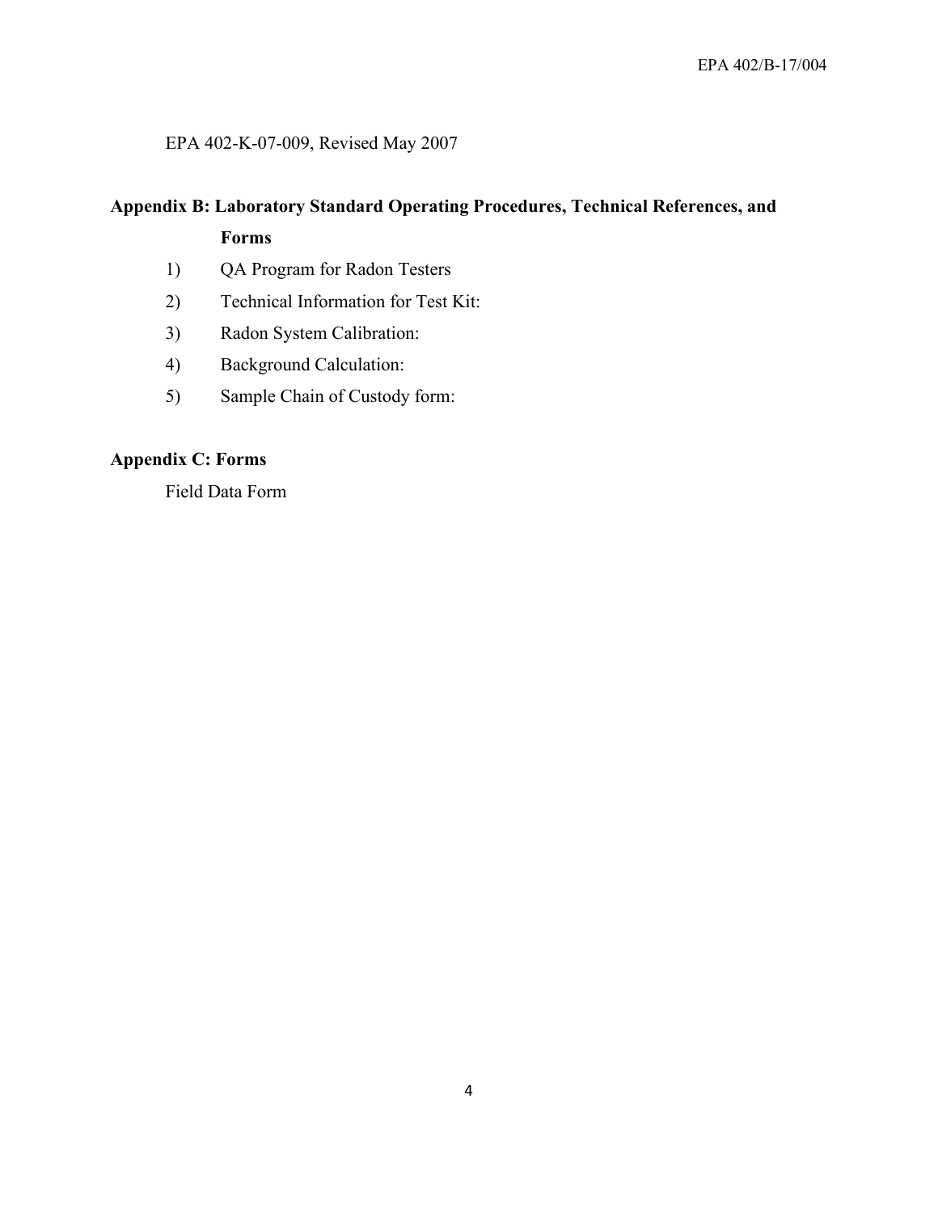EPA 402-K-07-009, Revised May 2007

## Appendix B: Laboratory Standard Operating Procedures, Technical References, and Forms

1) QA Program for Radon Testers
2) Technical Information for Test Kit:
3) Radon System Calibration:
4) Background Calculation:
5) Sample Chain of Custody form:

## Appendix C: Forms

Field Data Form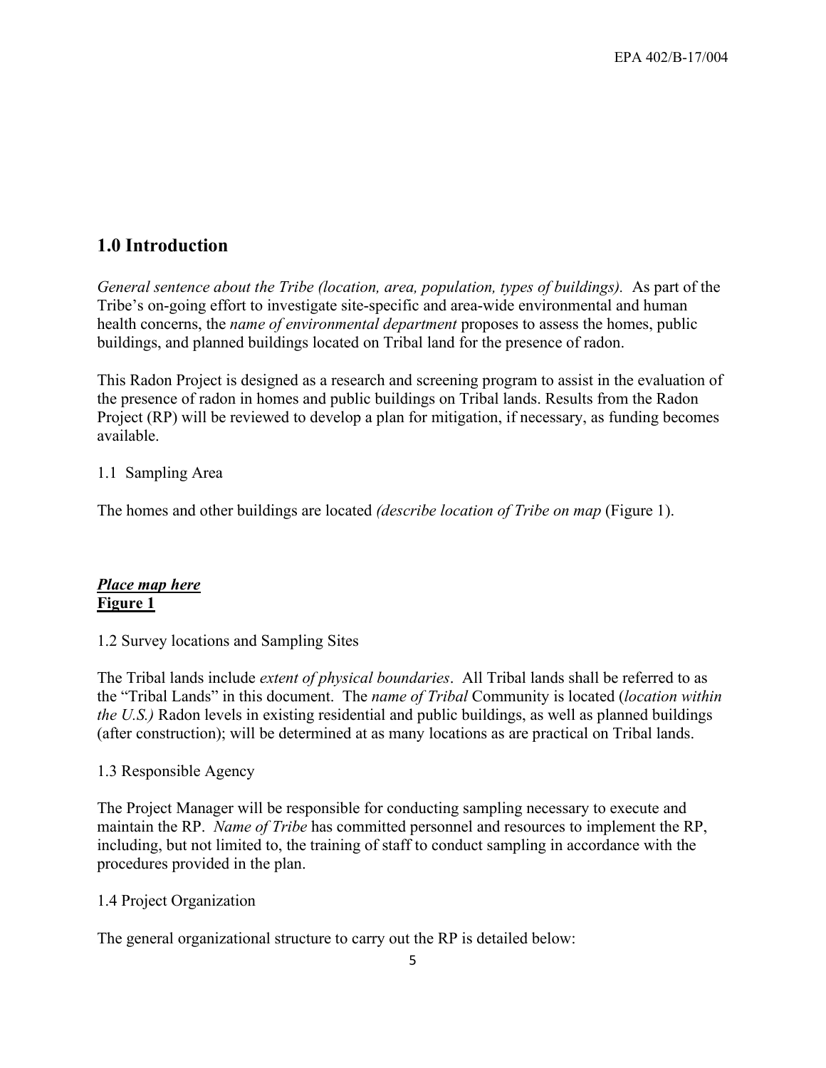## 1.0 Introduction

*General sentence about the Tribe (location, area, population, types of buildings).* As part of the Tribe's on-going effort to investigate site-specific and area-wide environmental and human health concerns, the *name of environmental department* proposes to assess the homes, public buildings, and planned buildings located on Tribal land for the presence of radon.

This Radon Project is designed as a research and screening program to assist in the evaluation of the presence of radon in homes and public buildings on Tribal lands. Results from the Radon Project (RP) will be reviewed to develop a plan for mitigation, if necessary, as funding becomes available.

1.1 Sampling Area

The homes and other buildings are located *(describe location of Tribe on map* (Figure 1).

***<u>Place map here</u>***
**<u>Figure 1</u>**

1.2 Survey locations and Sampling Sites

The Tribal lands include *extent of physical boundaries*. All Tribal lands shall be referred to as the "Tribal Lands" in this document. The *name of Tribal* Community is located (*location within the U.S.)* Radon levels in existing residential and public buildings, as well as planned buildings (after construction); will be determined at as many locations as are practical on Tribal lands.

1.3 Responsible Agency

The Project Manager will be responsible for conducting sampling necessary to execute and maintain the RP. *Name of Tribe* has committed personnel and resources to implement the RP, including, but not limited to, the training of staff to conduct sampling in accordance with the procedures provided in the plan.

1.4 Project Organization

The general organizational structure to carry out the RP is detailed below: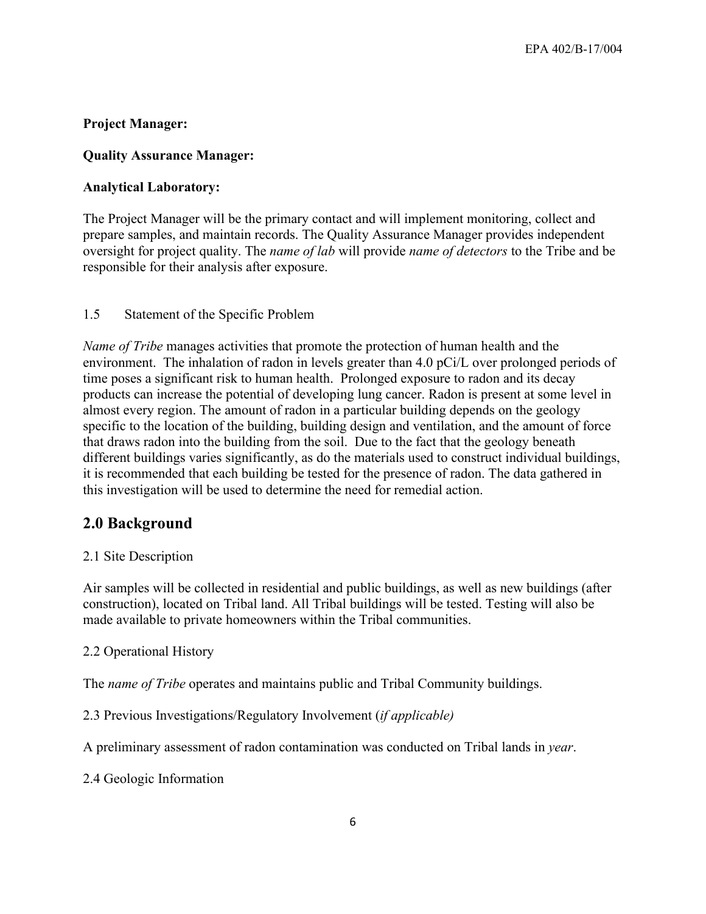**Project Manager:**

**Quality Assurance Manager:**

**Analytical Laboratory:**

The Project Manager will be the primary contact and will implement monitoring, collect and prepare samples, and maintain records. The Quality Assurance Manager provides independent oversight for project quality. The *name of lab* will provide *name of detectors* to the Tribe and be responsible for their analysis after exposure.

### 1.5 Statement of the Specific Problem

*Name of Tribe* manages activities that promote the protection of human health and the environment. The inhalation of radon in levels greater than 4.0 pCi/L over prolonged periods of time poses a significant risk to human health. Prolonged exposure to radon and its decay products can increase the potential of developing lung cancer. Radon is present at some level in almost every region. The amount of radon in a particular building depends on the geology specific to the location of the building, building design and ventilation, and the amount of force that draws radon into the building from the soil. Due to the fact that the geology beneath different buildings varies significantly, as do the materials used to construct individual buildings, it is recommended that each building be tested for the presence of radon. The data gathered in this investigation will be used to determine the need for remedial action.

## 2.0 Background

### 2.1 Site Description

Air samples will be collected in residential and public buildings, as well as new buildings (after construction), located on Tribal land. All Tribal buildings will be tested. Testing will also be made available to private homeowners within the Tribal communities.

### 2.2 Operational History

The *name of Tribe* operates and maintains public and Tribal Community buildings.

### 2.3 Previous Investigations/Regulatory Involvement (*if applicable)*

A preliminary assessment of radon contamination was conducted on Tribal lands in *year*.

### 2.4 Geologic Information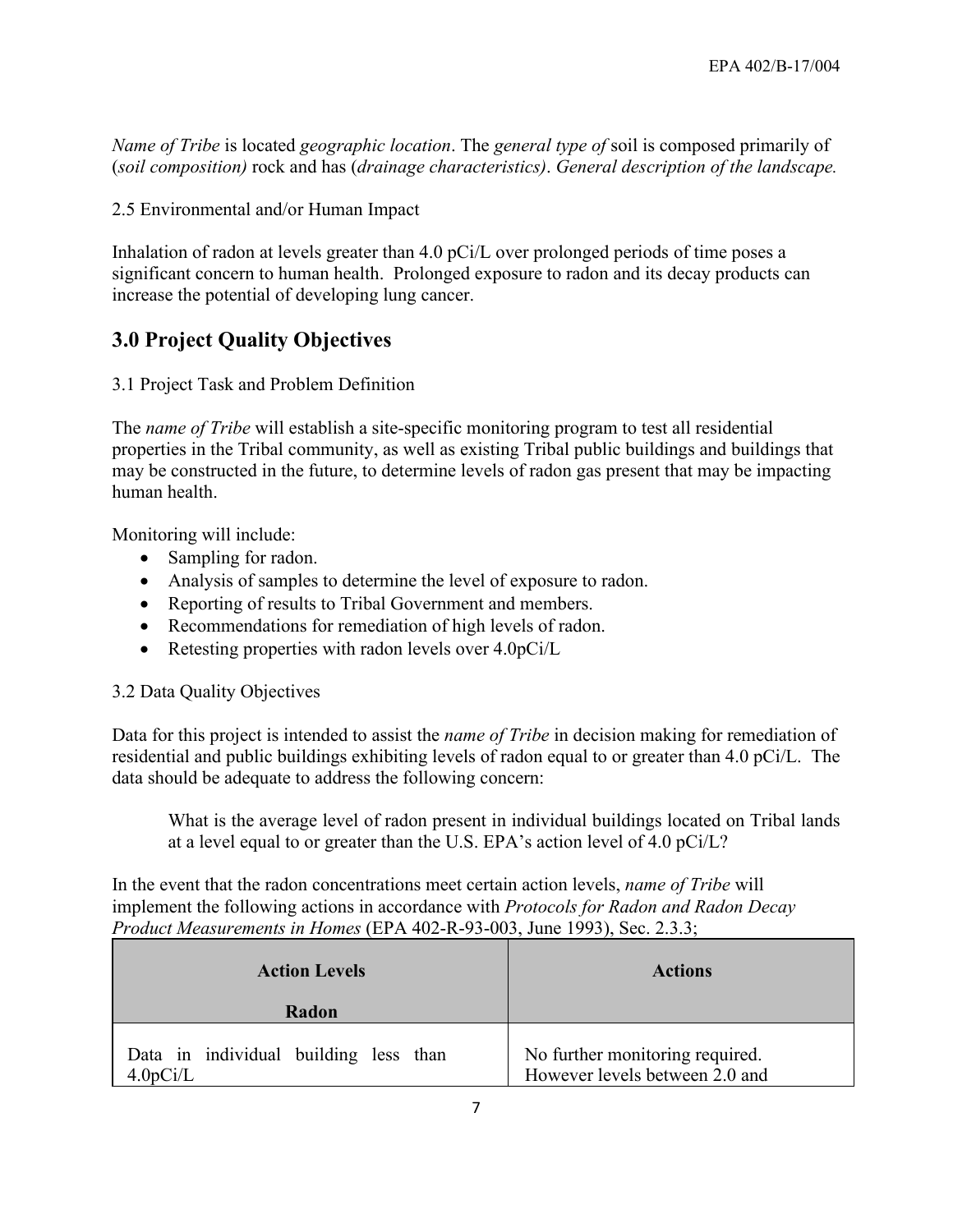*Name of Tribe* is located *geographic location*. The *general type of* soil is composed primarily of (*soil composition)* rock and has (*drainage characteristics)*. *General description of the landscape.*

2.5 Environmental and/or Human Impact

Inhalation of radon at levels greater than 4.0 pCi/L over prolonged periods of time poses a significant concern to human health. Prolonged exposure to radon and its decay products can increase the potential of developing lung cancer.

## 3.0 Project Quality Objectives

3.1 Project Task and Problem Definition

The *name of Tribe* will establish a site-specific monitoring program to test all residential properties in the Tribal community, as well as existing Tribal public buildings and buildings that may be constructed in the future, to determine levels of radon gas present that may be impacting human health.

Monitoring will include:

- Sampling for radon.
- Analysis of samples to determine the level of exposure to radon.
- Reporting of results to Tribal Government and members.
- Recommendations for remediation of high levels of radon.
- Retesting properties with radon levels over 4.0pCi/L

3.2 Data Quality Objectives

Data for this project is intended to assist the *name of Tribe* in decision making for remediation of residential and public buildings exhibiting levels of radon equal to or greater than 4.0 pCi/L. The data should be adequate to address the following concern:

> What is the average level of radon present in individual buildings located on Tribal lands at a level equal to or greater than the U.S. EPA's action level of 4.0 pCi/L?

In the event that the radon concentrations meet certain action levels, *name of Tribe* will implement the following actions in accordance with *Protocols for Radon and Radon Decay Product Measurements in Homes* (EPA 402-R-93-003, June 1993), Sec. 2.3.3;

| **Action Levels**<br><br>**Radon** | **Actions** |
|---|---|
| Data in individual building less than 4.0pCi/L | No further monitoring required. However levels between 2.0 and |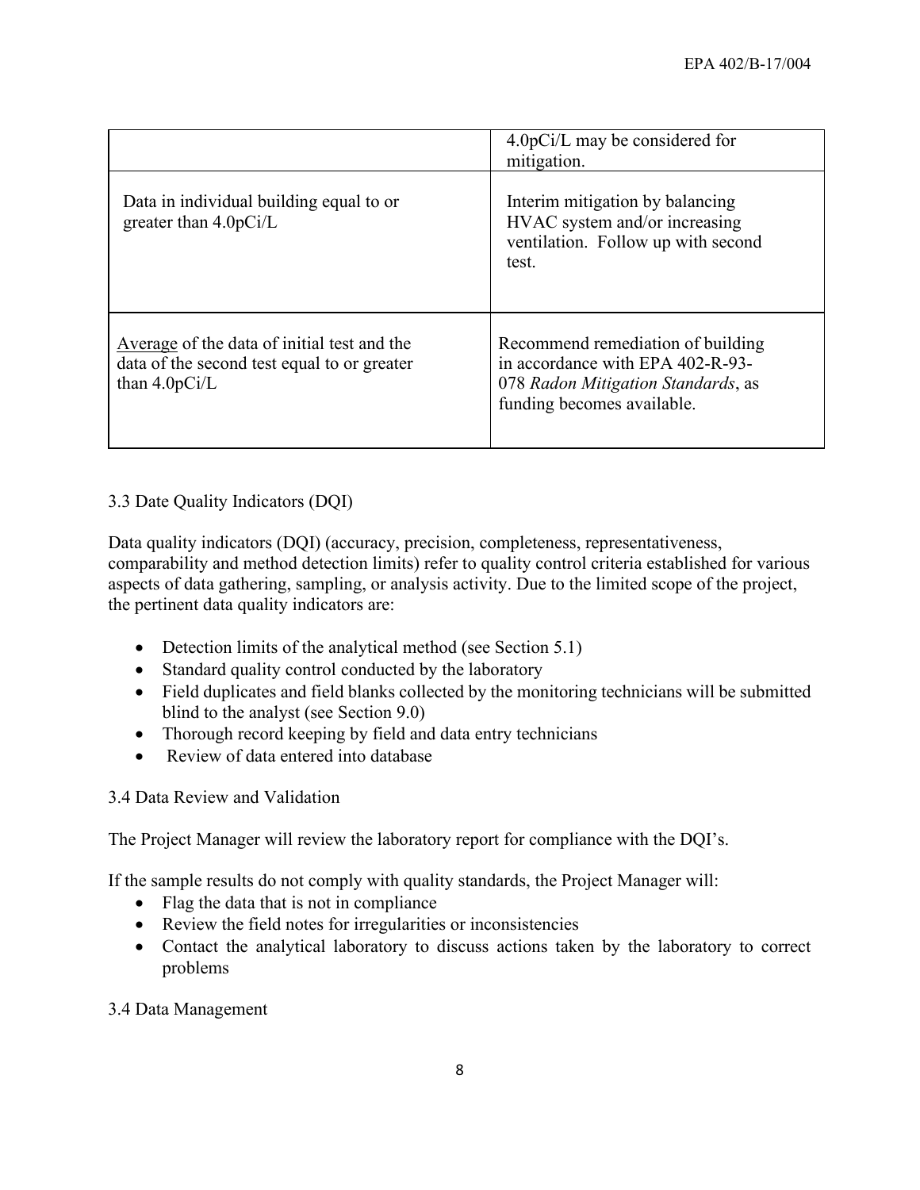|  | 4.0pCi/L may be considered for mitigation. |
|---|---|
| Data in individual building equal to or greater than 4.0pCi/L | Interim mitigation by balancing HVAC system and/or increasing ventilation. Follow up with second test. |
| Average of the data of initial test and the data of the second test equal to or greater than 4.0pCi/L | Recommend remediation of building in accordance with EPA 402-R-93-078 *Radon Mitigation Standards*, as funding becomes available. |

3.3 Date Quality Indicators (DQI)

Data quality indicators (DQI) (accuracy, precision, completeness, representativeness, comparability and method detection limits) refer to quality control criteria established for various aspects of data gathering, sampling, or analysis activity. Due to the limited scope of the project, the pertinent data quality indicators are:

- Detection limits of the analytical method (see Section 5.1)
- Standard quality control conducted by the laboratory
- Field duplicates and field blanks collected by the monitoring technicians will be submitted blind to the analyst (see Section 9.0)
- Thorough record keeping by field and data entry technicians
- Review of data entered into database

3.4 Data Review and Validation

The Project Manager will review the laboratory report for compliance with the DQI's.

If the sample results do not comply with quality standards, the Project Manager will:

- Flag the data that is not in compliance
- Review the field notes for irregularities or inconsistencies
- Contact the analytical laboratory to discuss actions taken by the laboratory to correct problems

3.4 Data Management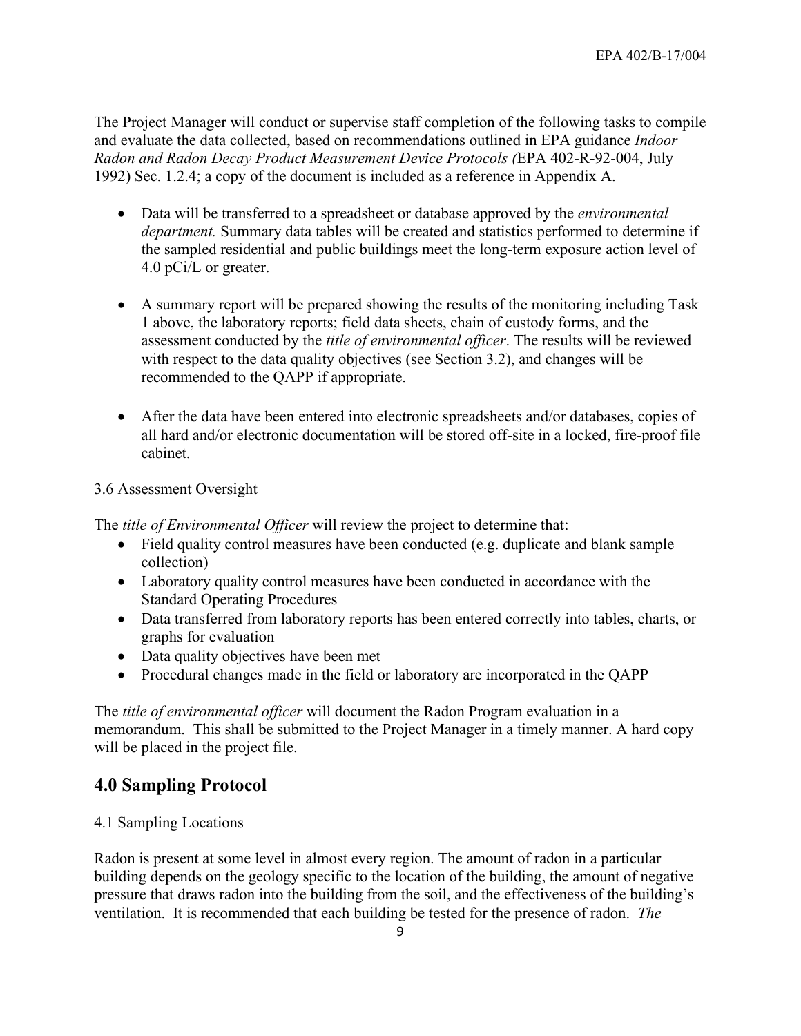The Project Manager will conduct or supervise staff completion of the following tasks to compile and evaluate the data collected, based on recommendations outlined in EPA guidance *Indoor Radon and Radon Decay Product Measurement Device Protocols (*EPA 402-R-92-004, July 1992) Sec. 1.2.4; a copy of the document is included as a reference in Appendix A.

- Data will be transferred to a spreadsheet or database approved by the *environmental department.* Summary data tables will be created and statistics performed to determine if the sampled residential and public buildings meet the long-term exposure action level of 4.0 pCi/L or greater.

- A summary report will be prepared showing the results of the monitoring including Task 1 above, the laboratory reports; field data sheets, chain of custody forms, and the assessment conducted by the *title of environmental officer*. The results will be reviewed with respect to the data quality objectives (see Section 3.2), and changes will be recommended to the QAPP if appropriate.

- After the data have been entered into electronic spreadsheets and/or databases, copies of all hard and/or electronic documentation will be stored off-site in a locked, fire-proof file cabinet.

3.6 Assessment Oversight

The *title of Environmental Officer* will review the project to determine that:

- Field quality control measures have been conducted (e.g. duplicate and blank sample collection)
- Laboratory quality control measures have been conducted in accordance with the Standard Operating Procedures
- Data transferred from laboratory reports has been entered correctly into tables, charts, or graphs for evaluation
- Data quality objectives have been met
- Procedural changes made in the field or laboratory are incorporated in the QAPP

The *title of environmental officer* will document the Radon Program evaluation in a memorandum. This shall be submitted to the Project Manager in a timely manner. A hard copy will be placed in the project file.

## 4.0 Sampling Protocol

4.1 Sampling Locations

Radon is present at some level in almost every region. The amount of radon in a particular building depends on the geology specific to the location of the building, the amount of negative pressure that draws radon into the building from the soil, and the effectiveness of the building's ventilation. It is recommended that each building be tested for the presence of radon. *The*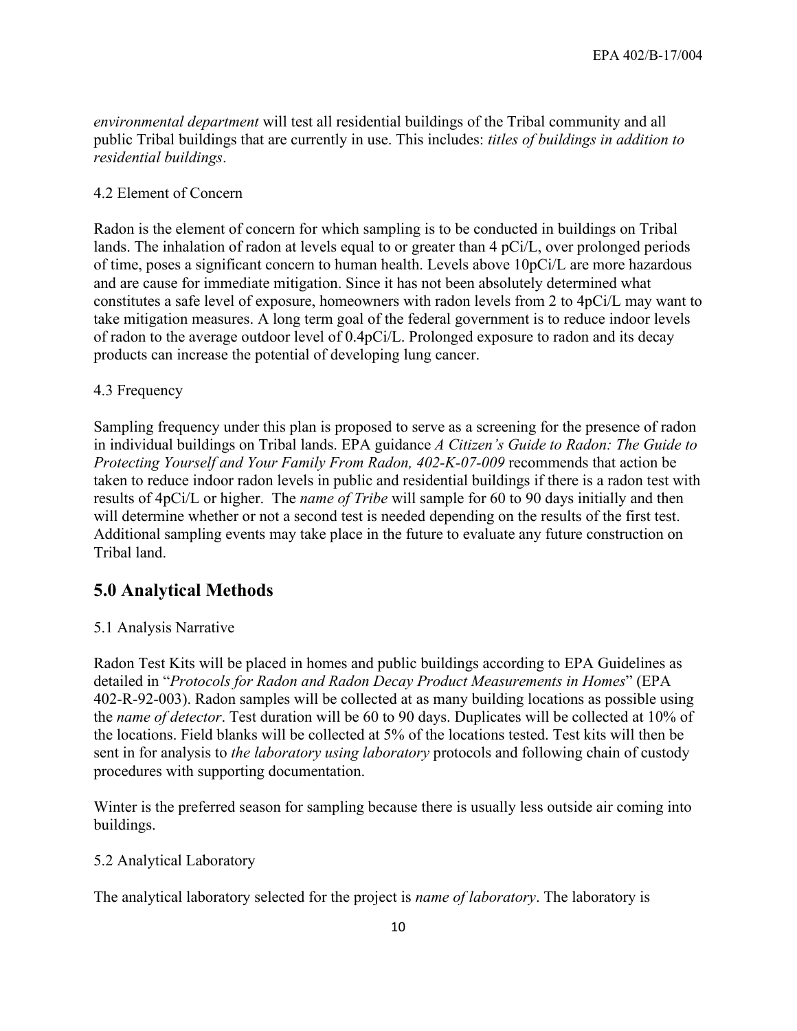*environmental department* will test all residential buildings of the Tribal community and all public Tribal buildings that are currently in use. This includes: *titles of buildings in addition to residential buildings*.

4.2 Element of Concern

Radon is the element of concern for which sampling is to be conducted in buildings on Tribal lands. The inhalation of radon at levels equal to or greater than 4 pCi/L, over prolonged periods of time, poses a significant concern to human health. Levels above 10pCi/L are more hazardous and are cause for immediate mitigation. Since it has not been absolutely determined what constitutes a safe level of exposure, homeowners with radon levels from 2 to 4pCi/L may want to take mitigation measures. A long term goal of the federal government is to reduce indoor levels of radon to the average outdoor level of 0.4pCi/L. Prolonged exposure to radon and its decay products can increase the potential of developing lung cancer.

4.3 Frequency

Sampling frequency under this plan is proposed to serve as a screening for the presence of radon in individual buildings on Tribal lands. EPA guidance *A Citizen's Guide to Radon: The Guide to Protecting Yourself and Your Family From Radon, 402-K-07-009* recommends that action be taken to reduce indoor radon levels in public and residential buildings if there is a radon test with results of 4pCi/L or higher. The *name of Tribe* will sample for 60 to 90 days initially and then will determine whether or not a second test is needed depending on the results of the first test. Additional sampling events may take place in the future to evaluate any future construction on Tribal land.

## 5.0 Analytical Methods

5.1 Analysis Narrative

Radon Test Kits will be placed in homes and public buildings according to EPA Guidelines as detailed in "*Protocols for Radon and Radon Decay Product Measurements in Homes*" (EPA 402-R-92-003). Radon samples will be collected at as many building locations as possible using the *name of detector*. Test duration will be 60 to 90 days. Duplicates will be collected at 10% of the locations. Field blanks will be collected at 5% of the locations tested. Test kits will then be sent in for analysis to *the laboratory using laboratory* protocols and following chain of custody procedures with supporting documentation.

Winter is the preferred season for sampling because there is usually less outside air coming into buildings.

5.2 Analytical Laboratory

The analytical laboratory selected for the project is *name of laboratory*. The laboratory is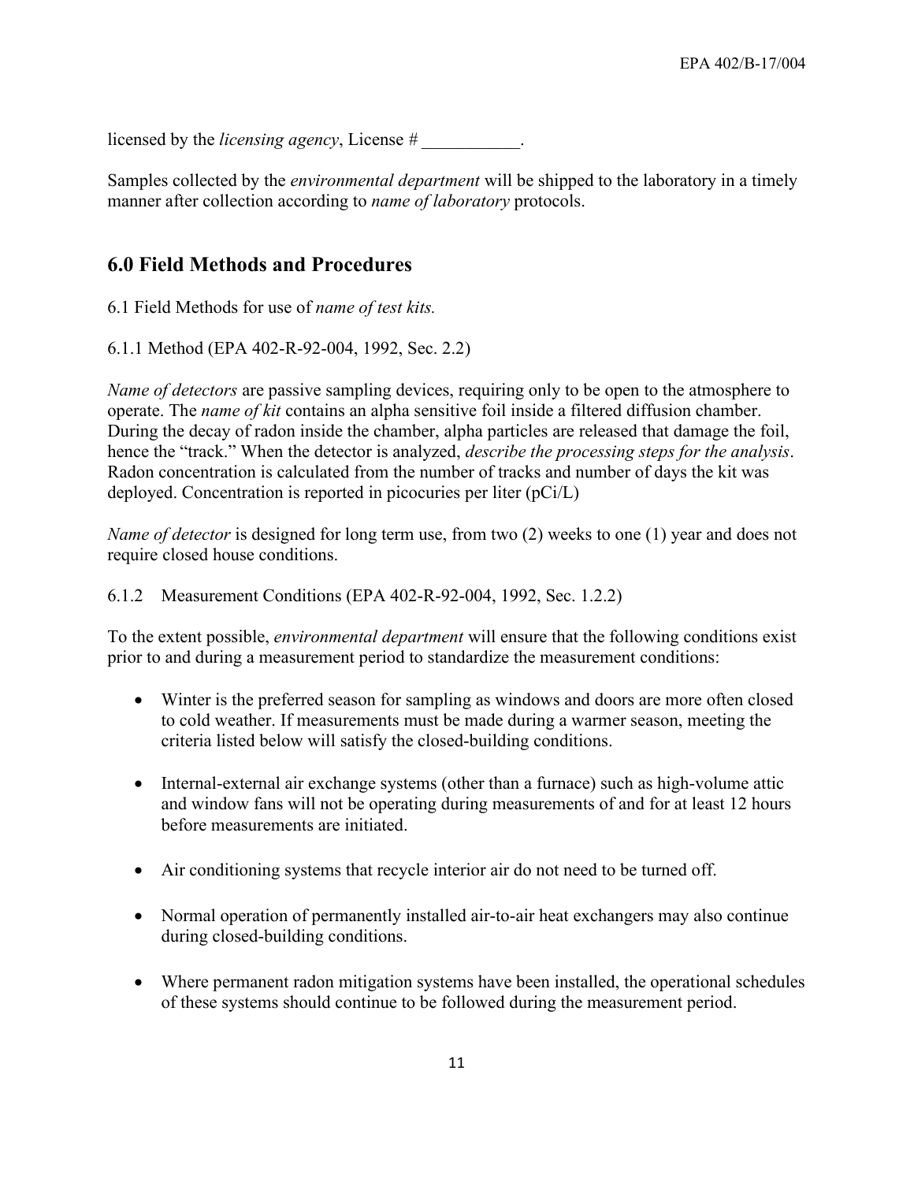licensed by the *licensing agency*, License # ___________.

Samples collected by the *environmental department* will be shipped to the laboratory in a timely manner after collection according to *name of laboratory* protocols.

## 6.0 Field Methods and Procedures

6.1 Field Methods for use of *name of test kits.*

6.1.1 Method (EPA 402-R-92-004, 1992, Sec. 2.2)

*Name of detectors* are passive sampling devices, requiring only to be open to the atmosphere to operate. The *name of kit* contains an alpha sensitive foil inside a filtered diffusion chamber. During the decay of radon inside the chamber, alpha particles are released that damage the foil, hence the "track." When the detector is analyzed, *describe the processing steps for the analysis*. Radon concentration is calculated from the number of tracks and number of days the kit was deployed. Concentration is reported in picocuries per liter (pCi/L)

*Name of detector* is designed for long term use, from two (2) weeks to one (1) year and does not require closed house conditions.

6.1.2 Measurement Conditions (EPA 402-R-92-004, 1992, Sec. 1.2.2)

To the extent possible, *environmental department* will ensure that the following conditions exist prior to and during a measurement period to standardize the measurement conditions:

- Winter is the preferred season for sampling as windows and doors are more often closed to cold weather. If measurements must be made during a warmer season, meeting the criteria listed below will satisfy the closed-building conditions.

- Internal-external air exchange systems (other than a furnace) such as high-volume attic and window fans will not be operating during measurements of and for at least 12 hours before measurements are initiated.

- Air conditioning systems that recycle interior air do not need to be turned off.

- Normal operation of permanently installed air-to-air heat exchangers may also continue during closed-building conditions.

- Where permanent radon mitigation systems have been installed, the operational schedules of these systems should continue to be followed during the measurement period.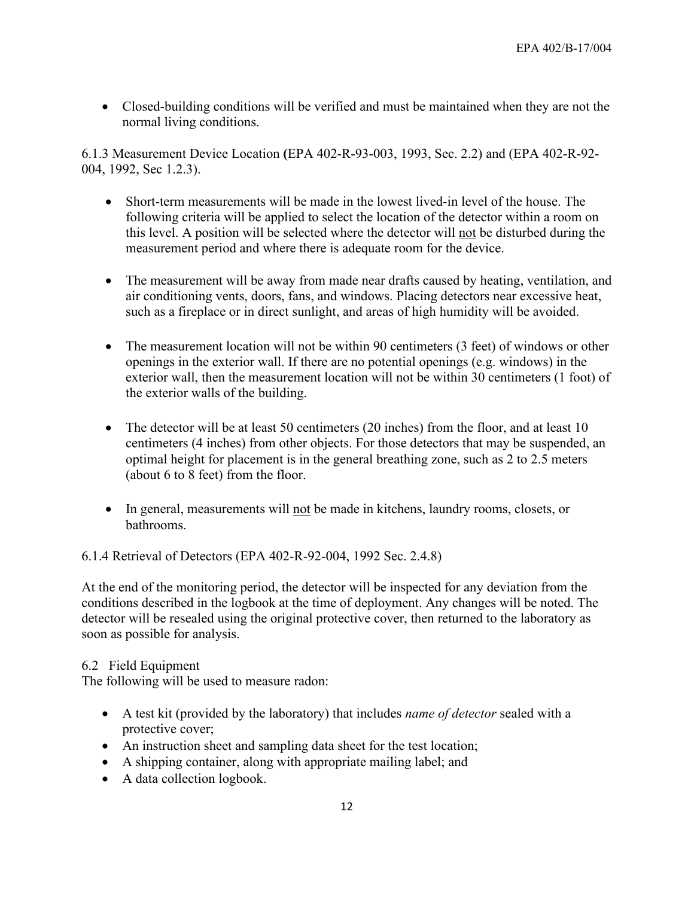- Closed-building conditions will be verified and must be maintained when they are not the normal living conditions.

6.1.3 Measurement Device Location **(**EPA 402-R-93-003, 1993, Sec. 2.2) and (EPA 402-R-92-004, 1992, Sec 1.2.3).

- Short-term measurements will be made in the lowest lived-in level of the house. The following criteria will be applied to select the location of the detector within a room on this level. A position will be selected where the detector will not be disturbed during the measurement period and where there is adequate room for the device.

- The measurement will be away from made near drafts caused by heating, ventilation, and air conditioning vents, doors, fans, and windows. Placing detectors near excessive heat, such as a fireplace or in direct sunlight, and areas of high humidity will be avoided.

- The measurement location will not be within 90 centimeters (3 feet) of windows or other openings in the exterior wall. If there are no potential openings (e.g. windows) in the exterior wall, then the measurement location will not be within 30 centimeters (1 foot) of the exterior walls of the building.

- The detector will be at least 50 centimeters (20 inches) from the floor, and at least 10 centimeters (4 inches) from other objects. For those detectors that may be suspended, an optimal height for placement is in the general breathing zone, such as 2 to 2.5 meters (about 6 to 8 feet) from the floor.

- In general, measurements will not be made in kitchens, laundry rooms, closets, or bathrooms.

6.1.4 Retrieval of Detectors (EPA 402-R-92-004, 1992 Sec. 2.4.8)

At the end of the monitoring period, the detector will be inspected for any deviation from the conditions described in the logbook at the time of deployment. Any changes will be noted. The detector will be resealed using the original protective cover, then returned to the laboratory as soon as possible for analysis.

6.2 Field Equipment

The following will be used to measure radon:

- A test kit (provided by the laboratory) that includes *name of detector* sealed with a protective cover;
- An instruction sheet and sampling data sheet for the test location;
- A shipping container, along with appropriate mailing label; and
- A data collection logbook.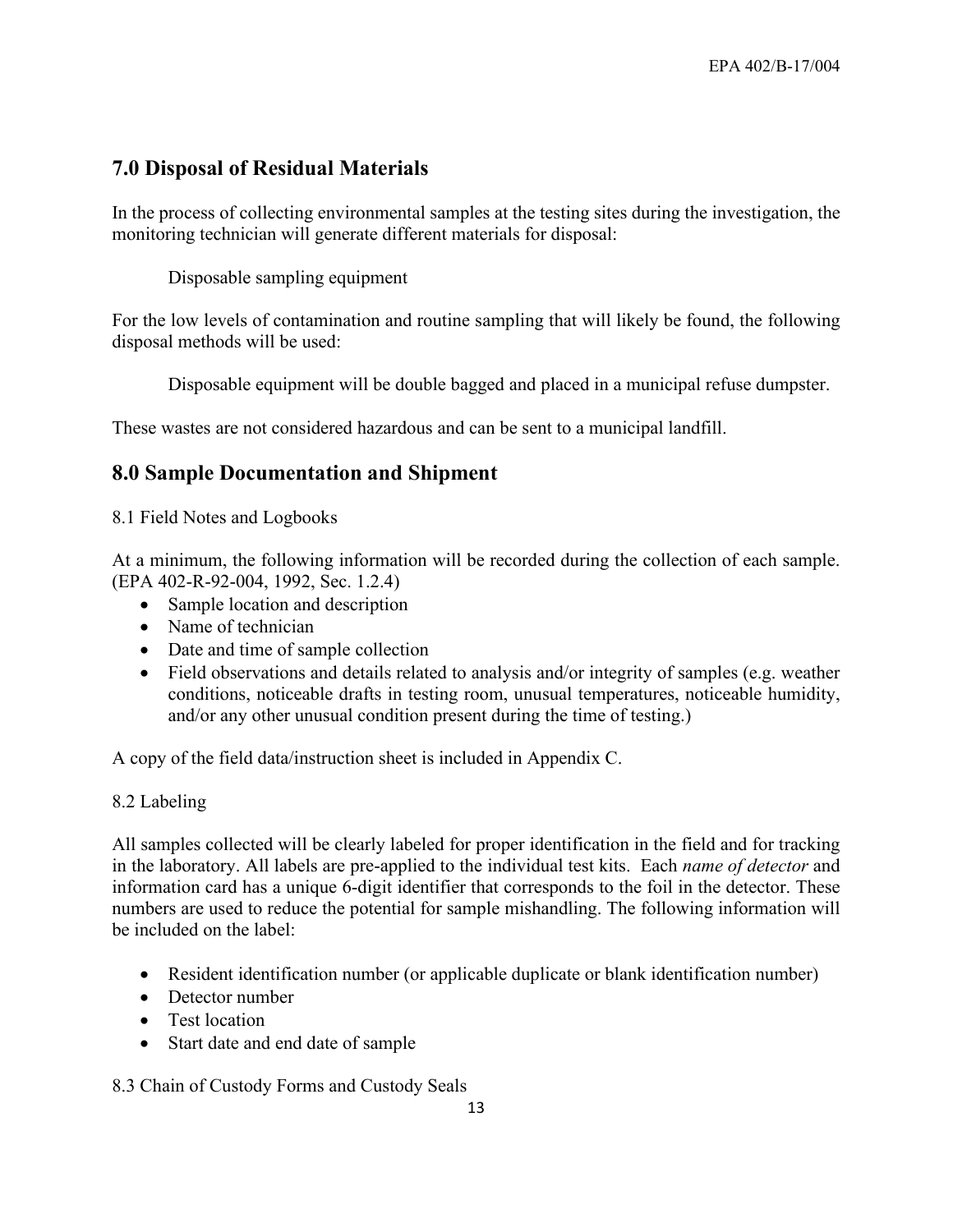## 7.0 Disposal of Residual Materials

In the process of collecting environmental samples at the testing sites during the investigation, the monitoring technician will generate different materials for disposal:

Disposable sampling equipment

For the low levels of contamination and routine sampling that will likely be found, the following disposal methods will be used:

Disposable equipment will be double bagged and placed in a municipal refuse dumpster.

These wastes are not considered hazardous and can be sent to a municipal landfill.

## 8.0 Sample Documentation and Shipment

8.1 Field Notes and Logbooks

At a minimum, the following information will be recorded during the collection of each sample. (EPA 402-R-92-004, 1992, Sec. 1.2.4)

- Sample location and description
- Name of technician
- Date and time of sample collection
- Field observations and details related to analysis and/or integrity of samples (e.g. weather conditions, noticeable drafts in testing room, unusual temperatures, noticeable humidity, and/or any other unusual condition present during the time of testing.)

A copy of the field data/instruction sheet is included in Appendix C.

8.2 Labeling

All samples collected will be clearly labeled for proper identification in the field and for tracking in the laboratory. All labels are pre-applied to the individual test kits. Each *name of detector* and information card has a unique 6-digit identifier that corresponds to the foil in the detector. These numbers are used to reduce the potential for sample mishandling. The following information will be included on the label:

- Resident identification number (or applicable duplicate or blank identification number)
- Detector number
- Test location
- Start date and end date of sample

8.3 Chain of Custody Forms and Custody Seals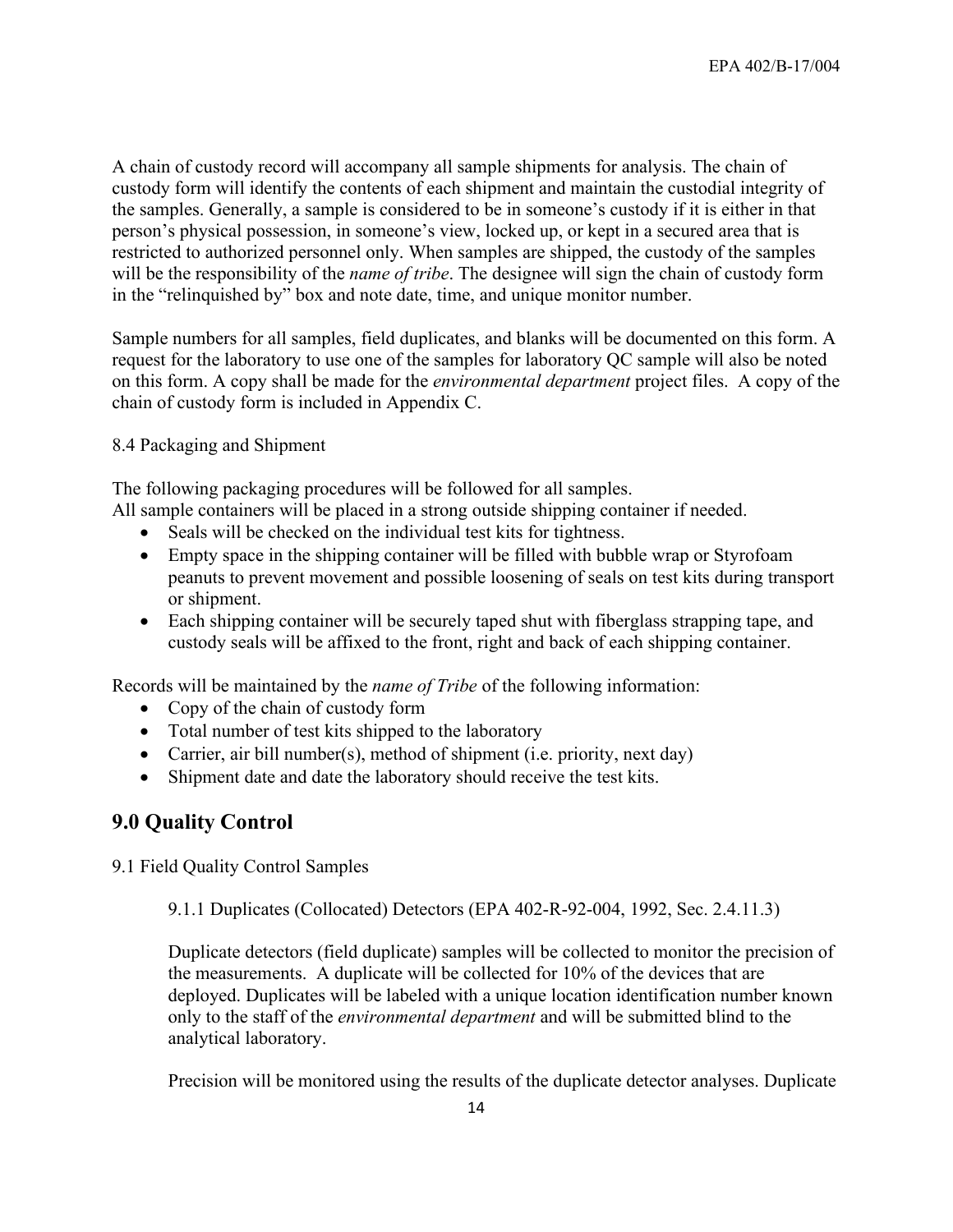A chain of custody record will accompany all sample shipments for analysis. The chain of custody form will identify the contents of each shipment and maintain the custodial integrity of the samples. Generally, a sample is considered to be in someone's custody if it is either in that person's physical possession, in someone's view, locked up, or kept in a secured area that is restricted to authorized personnel only. When samples are shipped, the custody of the samples will be the responsibility of the *name of tribe*. The designee will sign the chain of custody form in the "relinquished by" box and note date, time, and unique monitor number.

Sample numbers for all samples, field duplicates, and blanks will be documented on this form. A request for the laboratory to use one of the samples for laboratory QC sample will also be noted on this form. A copy shall be made for the *environmental department* project files. A copy of the chain of custody form is included in Appendix C.

8.4 Packaging and Shipment

The following packaging procedures will be followed for all samples.
All sample containers will be placed in a strong outside shipping container if needed.

- Seals will be checked on the individual test kits for tightness.
- Empty space in the shipping container will be filled with bubble wrap or Styrofoam peanuts to prevent movement and possible loosening of seals on test kits during transport or shipment.
- Each shipping container will be securely taped shut with fiberglass strapping tape, and custody seals will be affixed to the front, right and back of each shipping container.

Records will be maintained by the *name of Tribe* of the following information:

- Copy of the chain of custody form
- Total number of test kits shipped to the laboratory
- Carrier, air bill number(s), method of shipment (i.e. priority, next day)
- Shipment date and date the laboratory should receive the test kits.

## 9.0 Quality Control

9.1 Field Quality Control Samples

9.1.1 Duplicates (Collocated) Detectors (EPA 402-R-92-004, 1992, Sec. 2.4.11.3)

Duplicate detectors (field duplicate) samples will be collected to monitor the precision of the measurements. A duplicate will be collected for 10% of the devices that are deployed. Duplicates will be labeled with a unique location identification number known only to the staff of the *environmental department* and will be submitted blind to the analytical laboratory.

Precision will be monitored using the results of the duplicate detector analyses. Duplicate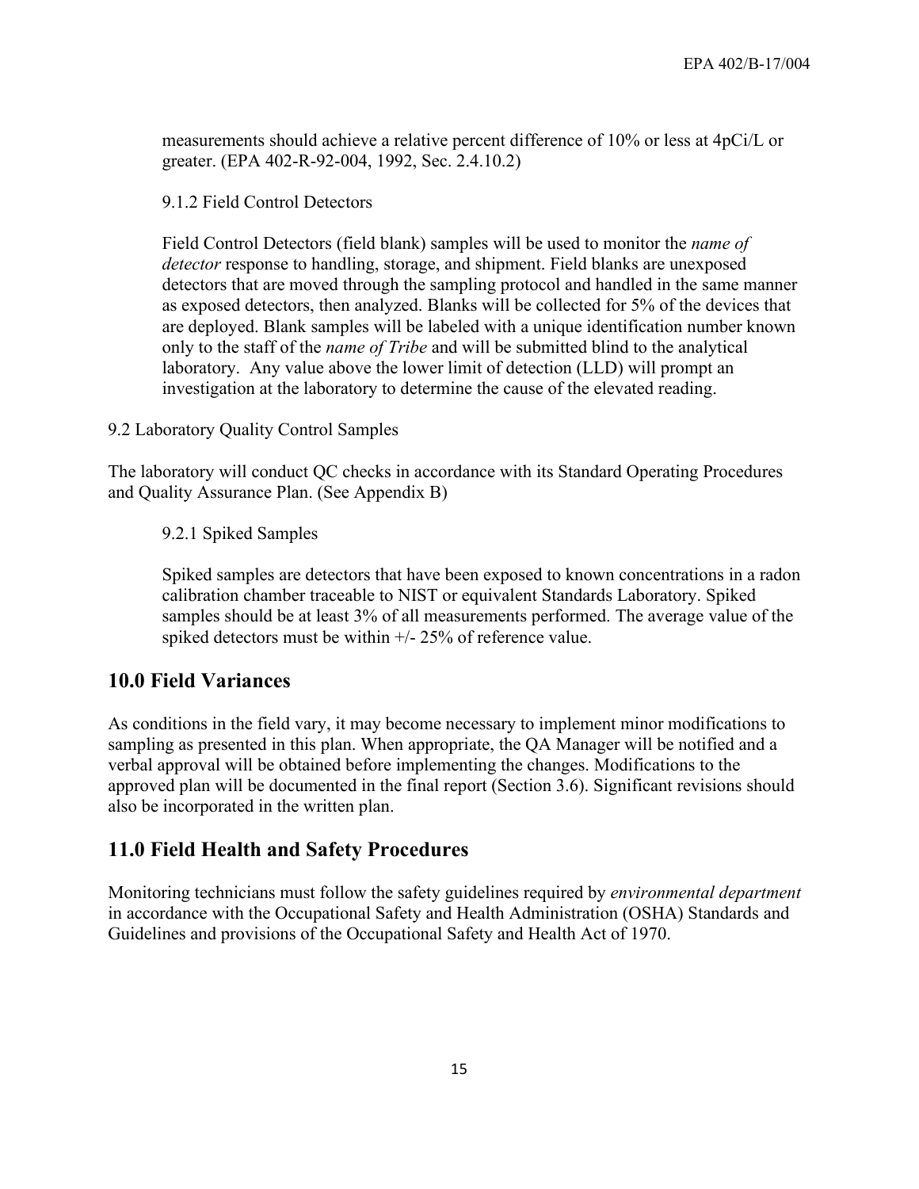measurements should achieve a relative percent difference of 10% or less at 4pCi/L or greater. (EPA 402-R-92-004, 1992, Sec. 2.4.10.2)

### 9.1.2 Field Control Detectors

Field Control Detectors (field blank) samples will be used to monitor the *name of detector* response to handling, storage, and shipment. Field blanks are unexposed detectors that are moved through the sampling protocol and handled in the same manner as exposed detectors, then analyzed. Blanks will be collected for 5% of the devices that are deployed. Blank samples will be labeled with a unique identification number known only to the staff of the *name of Tribe* and will be submitted blind to the analytical laboratory. Any value above the lower limit of detection (LLD) will prompt an investigation at the laboratory to determine the cause of the elevated reading.

### 9.2 Laboratory Quality Control Samples

The laboratory will conduct QC checks in accordance with its Standard Operating Procedures and Quality Assurance Plan. (See Appendix B)

### 9.2.1 Spiked Samples

Spiked samples are detectors that have been exposed to known concentrations in a radon calibration chamber traceable to NIST or equivalent Standards Laboratory. Spiked samples should be at least 3% of all measurements performed. The average value of the spiked detectors must be within +/- 25% of reference value.

## 10.0 Field Variances

As conditions in the field vary, it may become necessary to implement minor modifications to sampling as presented in this plan. When appropriate, the QA Manager will be notified and a verbal approval will be obtained before implementing the changes. Modifications to the approved plan will be documented in the final report (Section 3.6). Significant revisions should also be incorporated in the written plan.

## 11.0 Field Health and Safety Procedures

Monitoring technicians must follow the safety guidelines required by *environmental department* in accordance with the Occupational Safety and Health Administration (OSHA) Standards and Guidelines and provisions of the Occupational Safety and Health Act of 1970.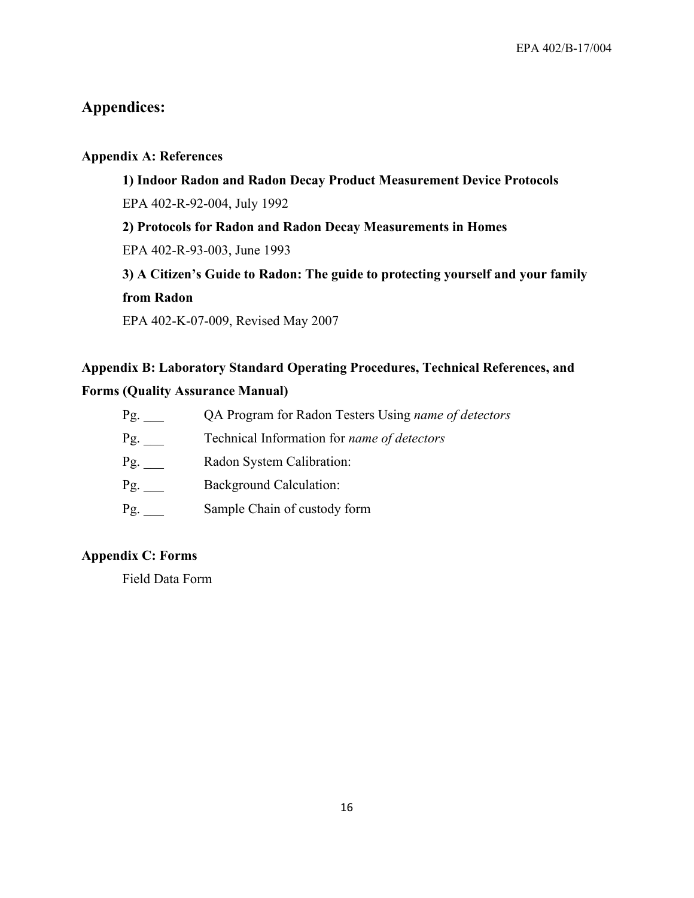## Appendices:

### Appendix A: References

**1) Indoor Radon and Radon Decay Product Measurement Device Protocols**

EPA 402-R-92-004, July 1992

**2) Protocols for Radon and Radon Decay Measurements in Homes**

EPA 402-R-93-003, June 1993

**3) A Citizen's Guide to Radon: The guide to protecting yourself and your family from Radon**

EPA 402-K-07-009, Revised May 2007

### Appendix B: Laboratory Standard Operating Procedures, Technical References, and Forms (Quality Assurance Manual)

Pg. ___ QA Program for Radon Testers Using *name of detectors*

Pg. ___ Technical Information for *name of detectors*

Pg. ___ Radon System Calibration:

Pg. ___ Background Calculation:

Pg. ___ Sample Chain of custody form

### Appendix C: Forms

Field Data Form